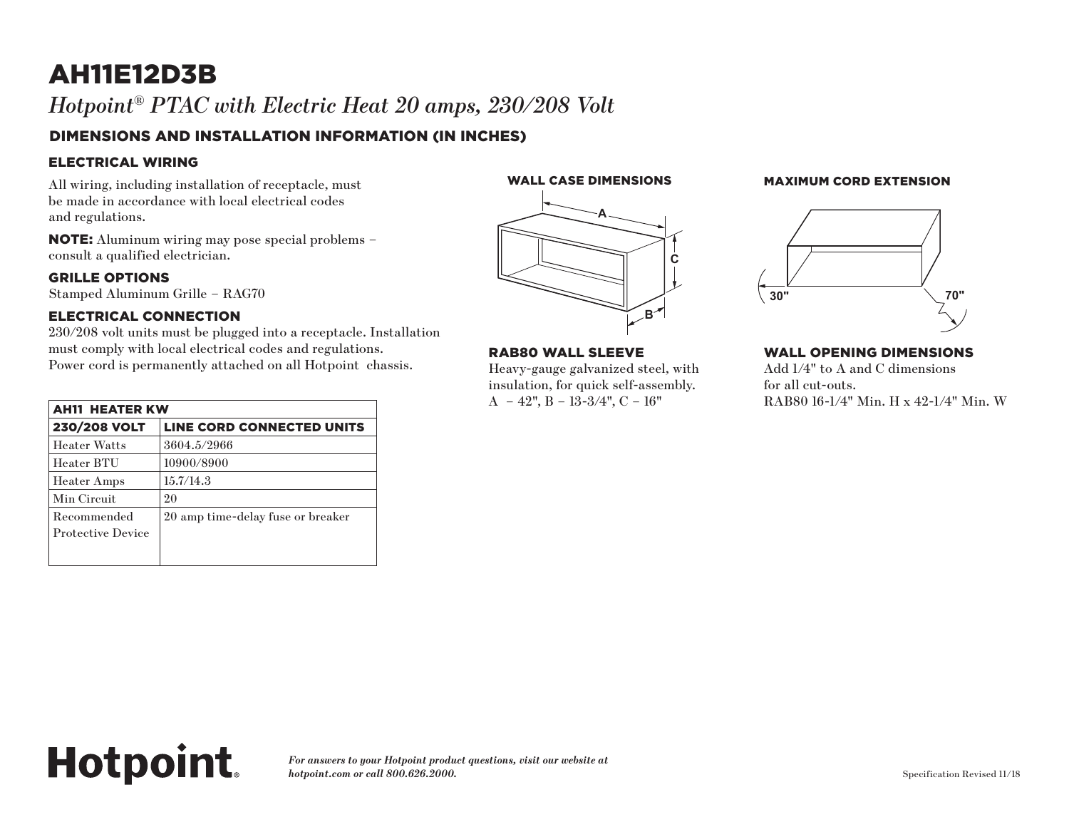# AH11E12D3B

*Hotpoint® PTAC with Electric Heat 20 amps, 230/208 Volt*

## DIMENSIONS AND INSTALLATION INFORMATION (IN INCHES)

### ELECTRICAL WIRING

All wiring, including installation of receptacle, must be made in accordance with local electrical codes and regulations.

**NOTE:** Aluminum wiring may pose special problems – consult a qualified electrician.

### GRILLE OPTIONS

Stamped Aluminum Grille – RAG70

### ELECTRICAL CONNECTION

230/208 volt units must be plugged into a receptacle. Installation must comply with local electrical codes and regulations. Power cord is permanently attached on all Hotpoint chassis.

| AH11 HEATER KW | |
|---|---|
| **230/208 VOLT** | **LINE CORD CONNECTED UNITS** |
| Heater Watts | 3604.5/2966 |
| Heater BTU | 10900/8900 |
| Heater Amps | 15.7/14.3 |
| Min Circuit | 20 |
| Recommended Protective Device | 20 amp time-delay fuse or breaker |

### WALL CASE DIMENSIONS

A

C

B

### RAB80 WALL SLEEVE

Heavy-gauge galvanized steel, with insulation, for quick self-assembly.
A – 42", B – 13-3/4", C – 16"

### MAXIMUM CORD EXTENSION

30"

70"

### WALL OPENING DIMENSIONS

Add 1/4" to A and C dimensions for all cut-outs.
RAB80 16-1/4" Min. H x 42-1/4" Min. W

*For answers to your Hotpoint product questions, visit our website at hotpoint.com or call 800.626.2000.*

Specification Revised 11/18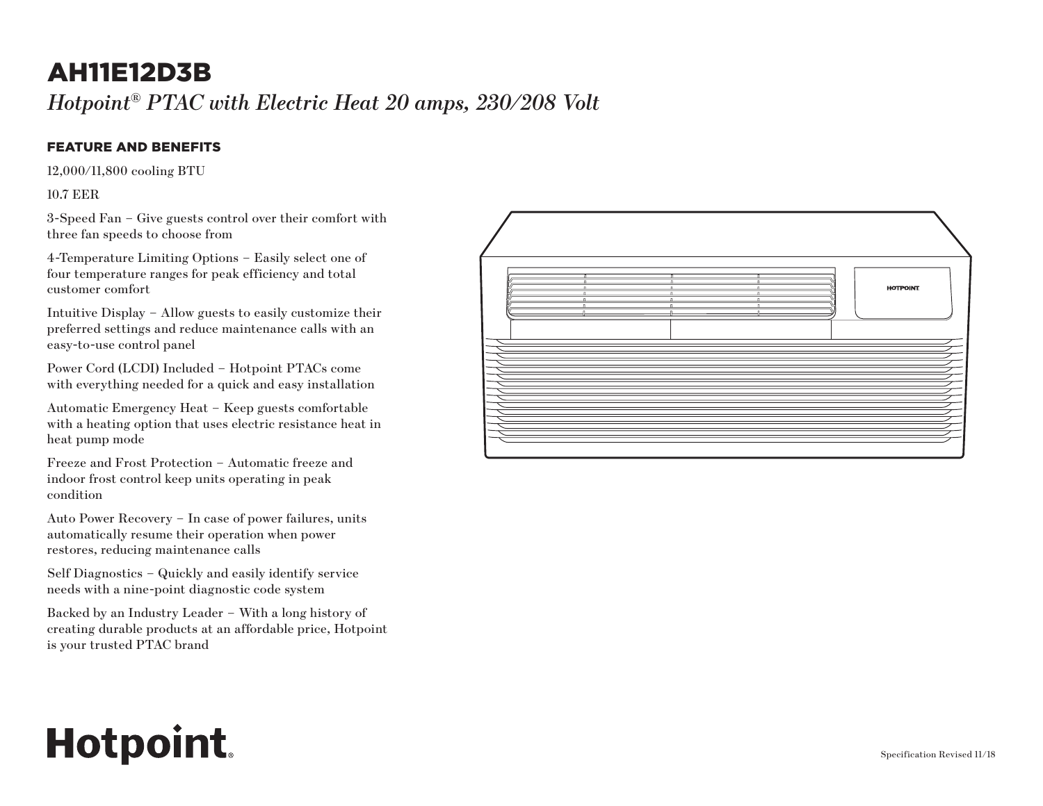# AH11E12D3B

*Hotpoint® PTAC with Electric Heat 20 amps, 230/208 Volt*

### FEATURE AND BENEFITS

12,000/11,800 cooling BTU

10.7 EER

3-Speed Fan – Give guests control over their comfort with three fan speeds to choose from

4-Temperature Limiting Options – Easily select one of four temperature ranges for peak efficiency and total customer comfort

Intuitive Display – Allow guests to easily customize their preferred settings and reduce maintenance calls with an easy-to-use control panel

Power Cord (LCDI) Included – Hotpoint PTACs come with everything needed for a quick and easy installation

Automatic Emergency Heat – Keep guests comfortable with a heating option that uses electric resistance heat in heat pump mode

Freeze and Frost Protection – Automatic freeze and indoor frost control keep units operating in peak condition

Auto Power Recovery – In case of power failures, units automatically resume their operation when power restores, reducing maintenance calls

Self Diagnostics – Quickly and easily identify service needs with a nine-point diagnostic code system

Backed by an Industry Leader – With a long history of creating durable products at an affordable price, Hotpoint is your trusted PTAC brand

Hotpoint.

Specification Revised 11/18